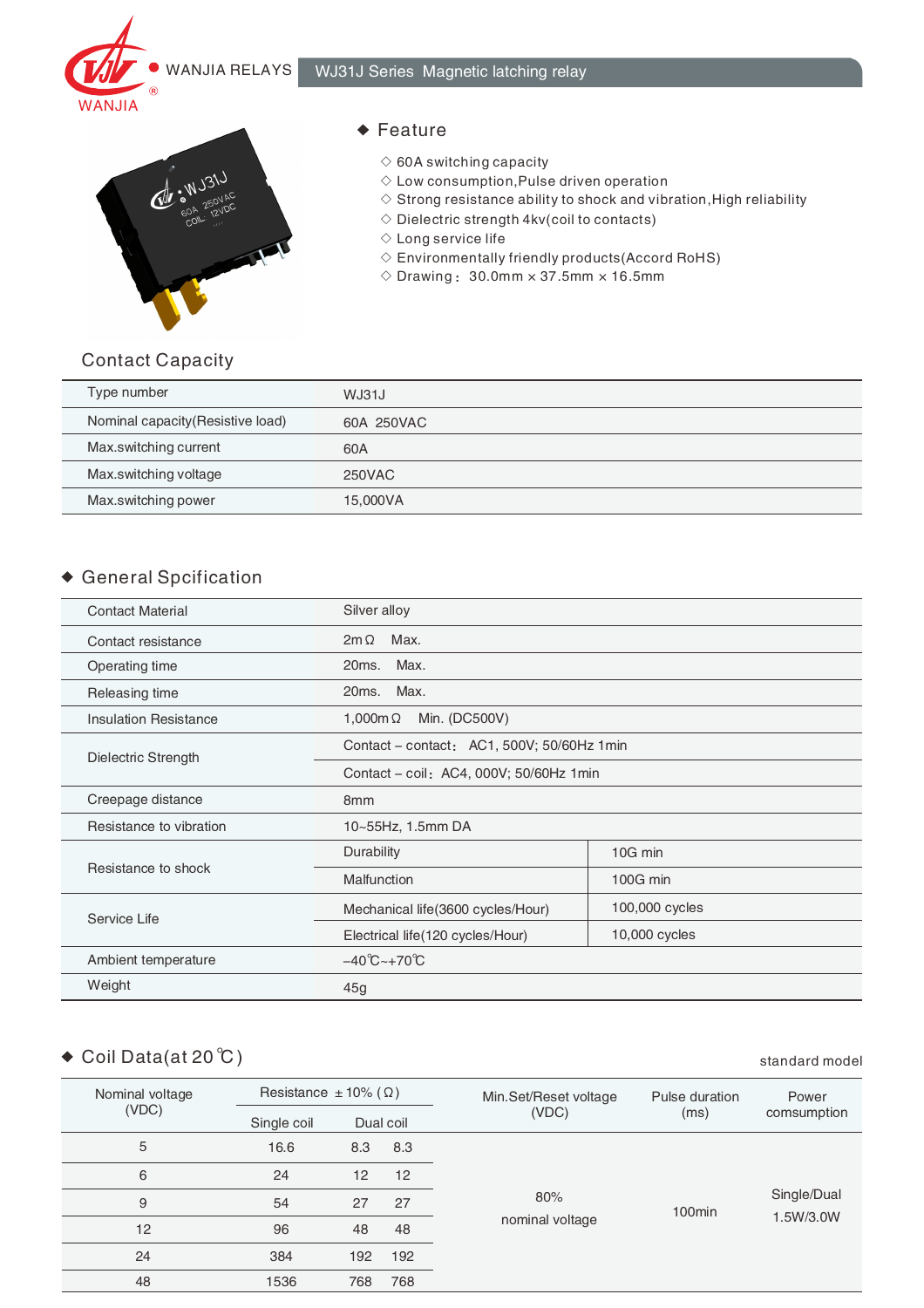WANJIA RELAYS

# WJ31J Series Magnetic latching relay

## Feature

- ◇ 60A switching capacity
- ◇ Low consumption,Pulse driven operation
- ◇ Strong resistance ability to shock and vibration,High reliability
- ◇ Dielectric strength 4kv(coil to contacts)
- ◇ Long service life
- ◇ Environmentally friendly products(Accord RoHS)
- ◇ Drawing： 30.0mm × 37.5mm × 16.5mm

## Contact Capacity

| Type number | WJ31J |
|---|---|
| Nominal capacity(Resistive load) | 60A 250VAC |
| Max.switching current | 60A |
| Max.switching voltage | 250VAC |
| Max.switching power | 15,000VA |

## General Spcification

| Contact Material | Silver alloy | |
|---|---|---|
| Contact resistance | 2mΩ Max. | |
| Operating time | 20ms. Max. | |
| Releasing time | 20ms. Max. | |
| Insulation Resistance | 1,000mΩ Min. (DC500V) | |
| Dielectric Strength | Contact – contact： AC1, 500V; 50/60Hz 1min | |
| | Contact – coil： AC4, 000V; 50/60Hz 1min | |
| Creepage distance | 8mm | |
| Resistance to vibration | 10~55Hz, 1.5mm DA | |
| Resistance to shock | Durability | 10G min |
| | Malfunction | 100G min |
| Service Life | Mechanical life(3600 cycles/Hour) | 100,000 cycles |
| | Electrical life(120 cycles/Hour) | 10,000 cycles |
| Ambient temperature | -40℃~+70℃ | |
| Weight | 45g | |

## Coil Data(at 20℃)

standard model

| Nominal voltage (VDC) | Resistance ±10% (Ω) | | | Min.Set/Reset voltage (VDC) | Pulse duration (ms) | Power comsumption |
|---|---|---|---|---|---|---|
| | Single coil | Dual coil | | | | |
| 5 | 16.6 | 8.3 | 8.3 | 80% nominal voltage | 100min | Single/Dual 1.5W/3.0W |
| 6 | 24 | 12 | 12 | | | |
| 9 | 54 | 27 | 27 | | | |
| 12 | 96 | 48 | 48 | | | |
| 24 | 384 | 192 | 192 | | | |
| 48 | 1536 | 768 | 768 | | | |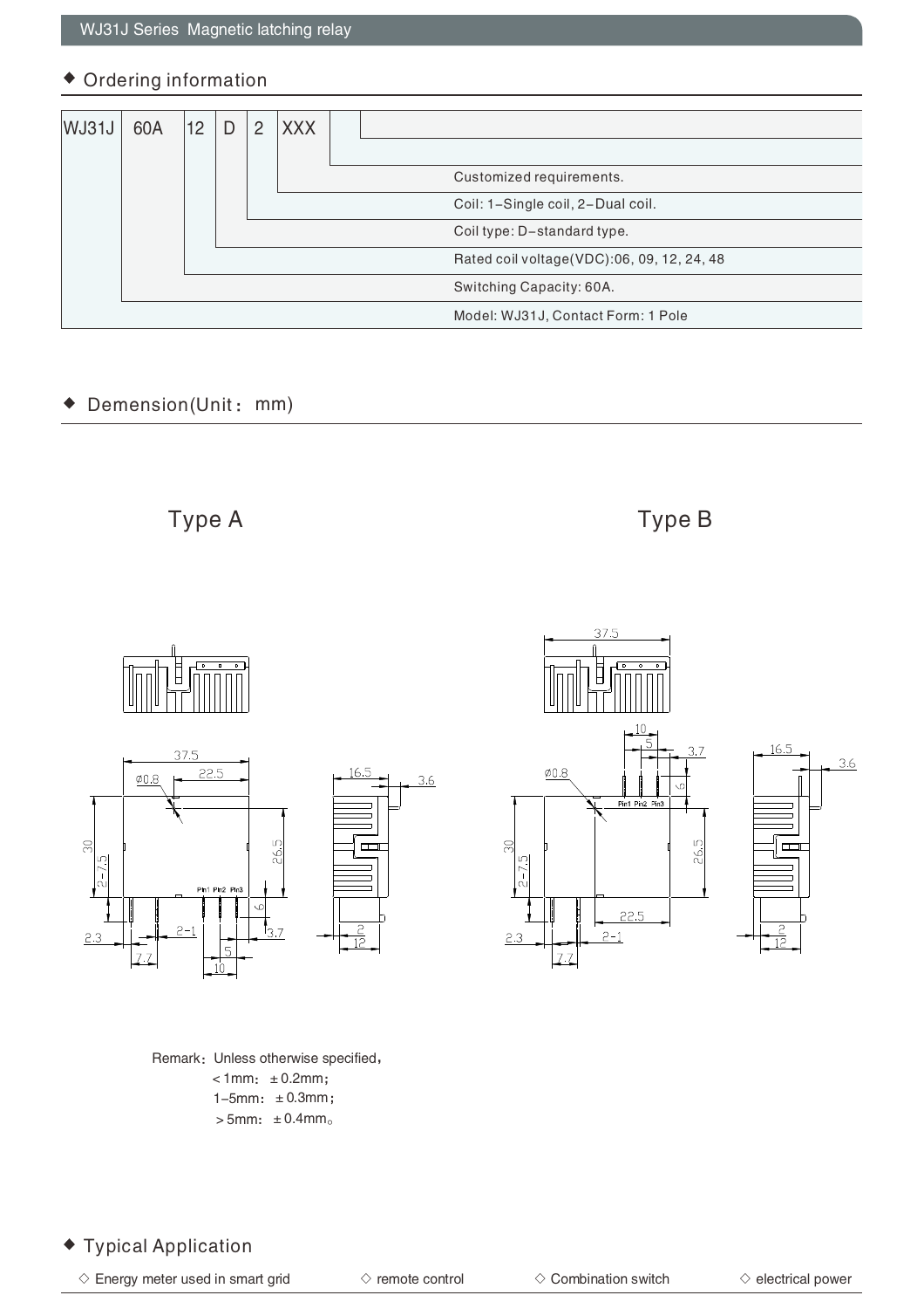## Ordering information

| WJ31J | 60A | 12 | D | 2 | XXX | |
|---|---|---|---|---|---|---|

- XXX: Customized requirements.
- 2: Coil: 1-Single coil, 2-Dual coil.
- D: Coil type: D-standard type.
- 12: Rated coil voltage(VDC):06, 09, 12, 24, 48
- 60A: Switching Capacity: 60A.
- WJ31J: Model: WJ31J, Contact Form: 1 Pole

## Demension(Unit：mm)

Type A

Type B

Remark：Unless otherwise specified，
- ＜1mm：±0.2mm；
- 1-5mm：±0.3mm；
- ＞5mm：±0.4mm。

## Typical Application

◇ Energy meter used in smart grid ◇ remote control ◇ Combination switch ◇ electrical power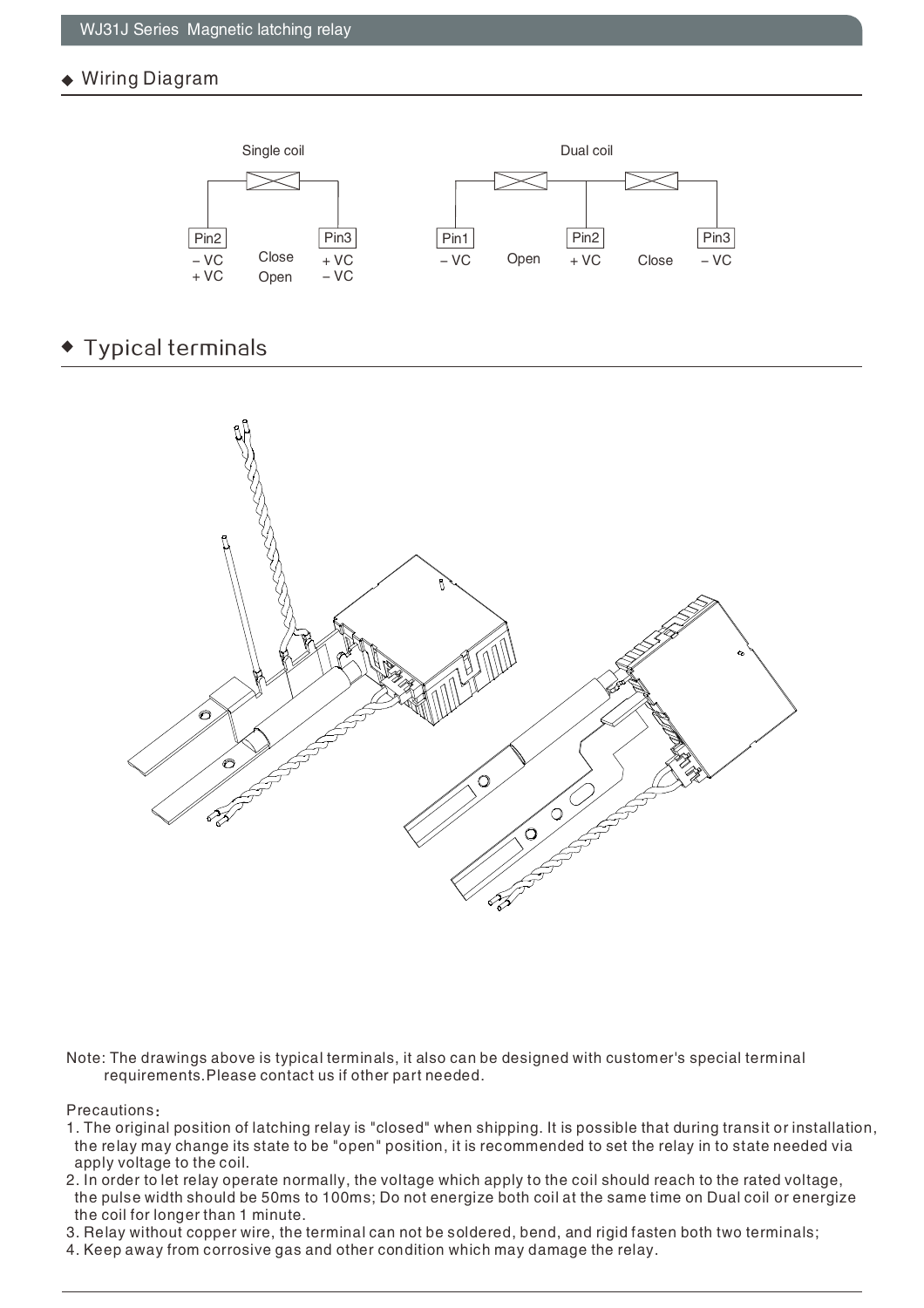## Wiring Diagram

Single coil

Pin2 Pin3

– VC Close + VC

+ VC Open – VC

Dual coil

Pin1 Pin2 Pin3

– VC Open + VC Close – VC

## Typical terminals

Note: The drawings above is typical terminals, it also can be designed with customer's special terminal requirements.Please contact us if other part needed.

Precautions：

1. The original position of latching relay is "closed" when shipping. It is possible that during transit or installation, the relay may change its state to be "open" position, it is recommended to set the relay in to state needed via apply voltage to the coil.
2. In order to let relay operate normally, the voltage which apply to the coil should reach to the rated voltage, the pulse width should be 50ms to 100ms; Do not energize both coil at the same time on Dual coil or energize the coil for longer than 1 minute.
3. Relay without copper wire, the terminal can not be soldered, bend, and rigid fasten both two terminals;
4. Keep away from corrosive gas and other condition which may damage the relay.